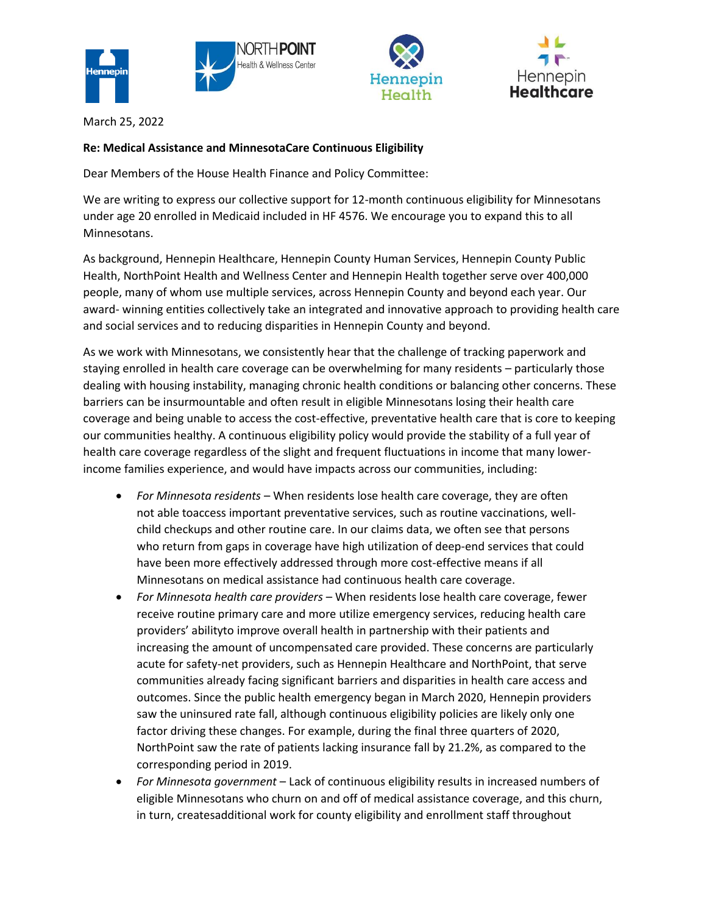March 25, 2022

**Re: Medical Assistance and MinnesotaCare Continuous Eligibility**

Dear Members of the House Health Finance and Policy Committee:

We are writing to express our collective support for 12-month continuous eligibility for Minnesotans under age 20 enrolled in Medicaid included in HF 4576. We encourage you to expand this to all Minnesotans.

As background, Hennepin Healthcare, Hennepin County Human Services, Hennepin County Public Health, NorthPoint Health and Wellness Center and Hennepin Health together serve over 400,000 people, many of whom use multiple services, across Hennepin County and beyond each year. Our award- winning entities collectively take an integrated and innovative approach to providing health care and social services and to reducing disparities in Hennepin County and beyond.

As we work with Minnesotans, we consistently hear that the challenge of tracking paperwork and staying enrolled in health care coverage can be overwhelming for many residents – particularly those dealing with housing instability, managing chronic health conditions or balancing other concerns. These barriers can be insurmountable and often result in eligible Minnesotans losing their health care coverage and being unable to access the cost-effective, preventative health care that is core to keeping our communities healthy. A continuous eligibility policy would provide the stability of a full year of health care coverage regardless of the slight and frequent fluctuations in income that many lower-income families experience, and would have impacts across our communities, including:

- *For Minnesota residents* – When residents lose health care coverage, they are often not able toaccess important preventative services, such as routine vaccinations, well-child checkups and other routine care. In our claims data, we often see that persons who return from gaps in coverage have high utilization of deep-end services that could have been more effectively addressed through more cost-effective means if all Minnesotans on medical assistance had continuous health care coverage.
- *For Minnesota health care providers* – When residents lose health care coverage, fewer receive routine primary care and more utilize emergency services, reducing health care providers' abilityto improve overall health in partnership with their patients and increasing the amount of uncompensated care provided. These concerns are particularly acute for safety-net providers, such as Hennepin Healthcare and NorthPoint, that serve communities already facing significant barriers and disparities in health care access and outcomes. Since the public health emergency began in March 2020, Hennepin providers saw the uninsured rate fall, although continuous eligibility policies are likely only one factor driving these changes. For example, during the final three quarters of 2020, NorthPoint saw the rate of patients lacking insurance fall by 21.2%, as compared to the corresponding period in 2019.
- *For Minnesota government* – Lack of continuous eligibility results in increased numbers of eligible Minnesotans who churn on and off of medical assistance coverage, and this churn, in turn, createsadditional work for county eligibility and enrollment staff throughout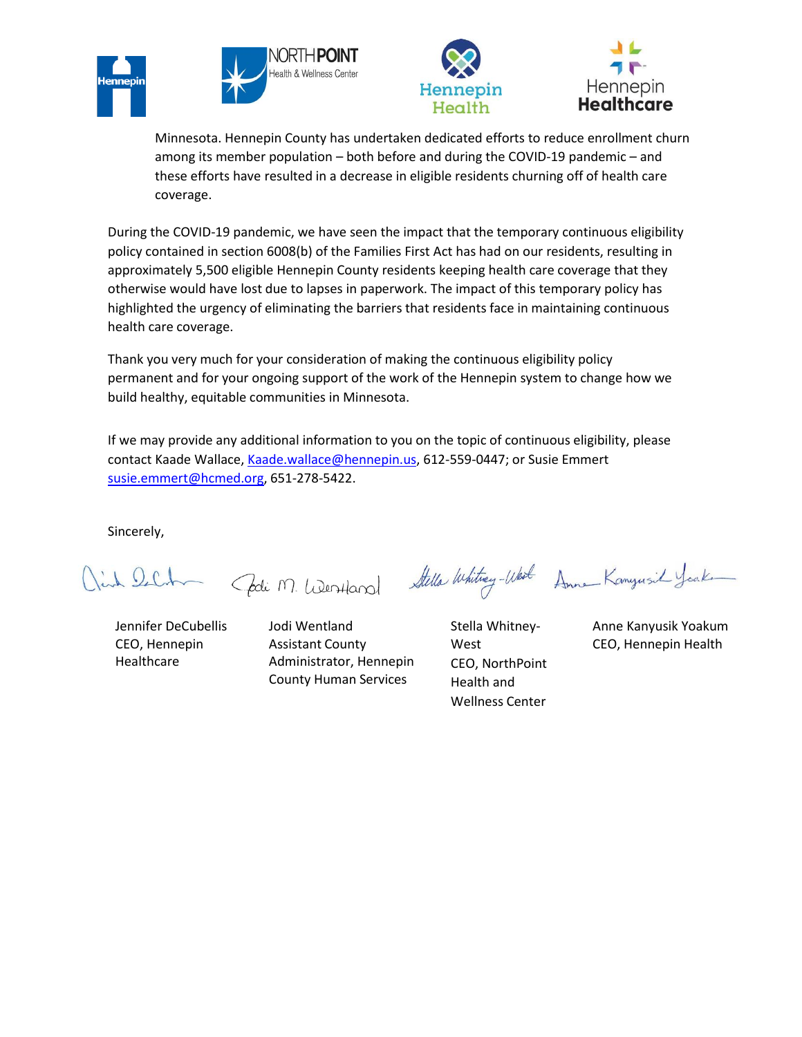Minnesota. Hennepin County has undertaken dedicated efforts to reduce enrollment churn among its member population – both before and during the COVID-19 pandemic – and these efforts have resulted in a decrease in eligible residents churning off of health care coverage.

During the COVID-19 pandemic, we have seen the impact that the temporary continuous eligibility policy contained in section 6008(b) of the Families First Act has had on our residents, resulting in approximately 5,500 eligible Hennepin County residents keeping health care coverage that they otherwise would have lost due to lapses in paperwork. The impact of this temporary policy has highlighted the urgency of eliminating the barriers that residents face in maintaining continuous health care coverage.

Thank you very much for your consideration of making the continuous eligibility policy permanent and for your ongoing support of the work of the Hennepin system to change how we build healthy, equitable communities in Minnesota.

If we may provide any additional information to you on the topic of continuous eligibility, please contact Kaade Wallace, Kaade.wallace@hennepin.us, 612-559-0447; or Susie Emmert susie.emmert@hcmed.org, 651-278-5422.

Sincerely,

Jennifer DeCubellis
CEO, Hennepin Healthcare

Jodi Wentland
Assistant County Administrator, Hennepin County Human Services

Stella Whitney-West
CEO, NorthPoint Health and Wellness Center

Anne Kanyusik Yoakum
CEO, Hennepin Health